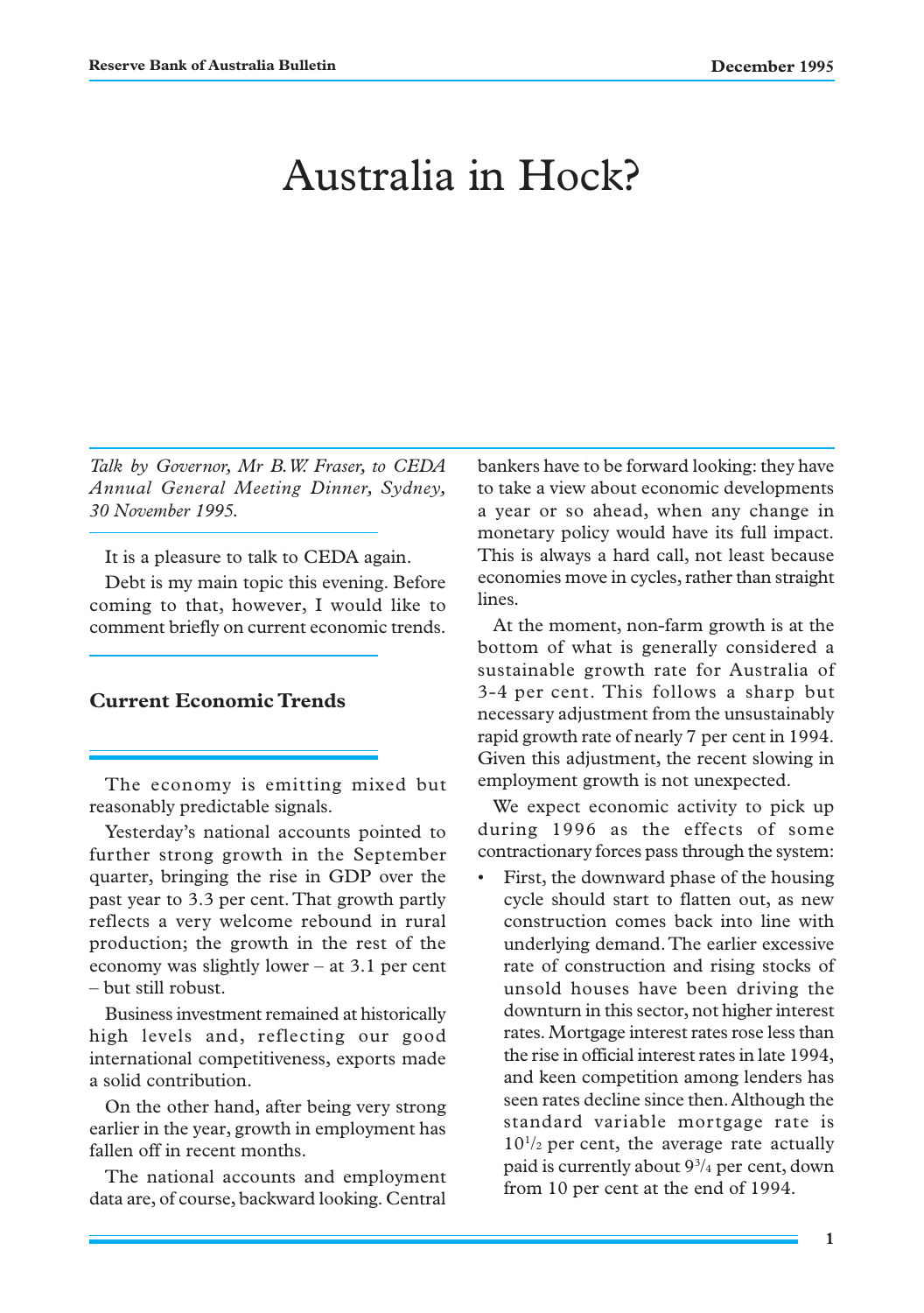# Australia in Hock?

*Talk by Governor, Mr B.W. Fraser, to CEDA Annual General Meeting Dinner, Sydney, 30 November 1995.*

It is a pleasure to talk to CEDA again.

Debt is my main topic this evening. Before coming to that, however, I would like to comment briefly on current economic trends.

## Current Economic Trends

The economy is emitting mixed but reasonably predictable signals.

Yesterday's national accounts pointed to further strong growth in the September quarter, bringing the rise in GDP over the past year to 3.3 per cent. That growth partly reflects a very welcome rebound in rural production; the growth in the rest of the economy was slightly lower – at 3.1 per cent – but still robust.

Business investment remained at historically high levels and, reflecting our good international competitiveness, exports made a solid contribution.

On the other hand, after being very strong earlier in the year, growth in employment has fallen off in recent months.

The national accounts and employment data are, of course, backward looking. Central bankers have to be forward looking: they have to take a view about economic developments a year or so ahead, when any change in monetary policy would have its full impact. This is always a hard call, not least because economies move in cycles, rather than straight lines.

At the moment, non-farm growth is at the bottom of what is generally considered a sustainable growth rate for Australia of 3-4 per cent. This follows a sharp but necessary adjustment from the unsustainably rapid growth rate of nearly 7 per cent in 1994. Given this adjustment, the recent slowing in employment growth is not unexpected.

We expect economic activity to pick up during 1996 as the effects of some contractionary forces pass through the system:

- First, the downward phase of the housing cycle should start to flatten out, as new construction comes back into line with underlying demand. The earlier excessive rate of construction and rising stocks of unsold houses have been driving the downturn in this sector, not higher interest rates. Mortgage interest rates rose less than the rise in official interest rates in late 1994, and keen competition among lenders has seen rates decline since then. Although the standard variable mortgage rate is 10½ per cent, the average rate actually paid is currently about 9¾ per cent, down from 10 per cent at the end of 1994.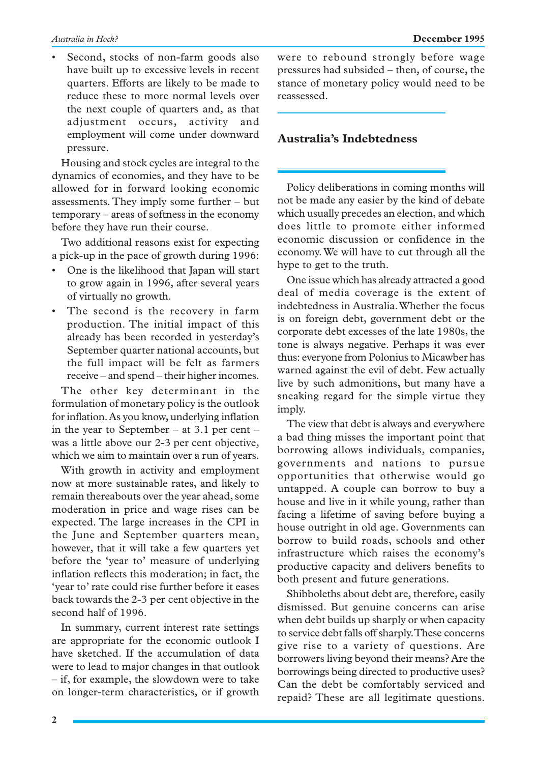- Second, stocks of non-farm goods also have built up to excessive levels in recent quarters. Efforts are likely to be made to reduce these to more normal levels over the next couple of quarters and, as that adjustment occurs, activity and employment will come under downward pressure.

Housing and stock cycles are integral to the dynamics of economies, and they have to be allowed for in forward looking economic assessments. They imply some further – but temporary – areas of softness in the economy before they have run their course.

Two additional reasons exist for expecting a pick-up in the pace of growth during 1996:

- One is the likelihood that Japan will start to grow again in 1996, after several years of virtually no growth.
- The second is the recovery in farm production. The initial impact of this already has been recorded in yesterday's September quarter national accounts, but the full impact will be felt as farmers receive – and spend – their higher incomes.

The other key determinant in the formulation of monetary policy is the outlook for inflation. As you know, underlying inflation in the year to September – at 3.1 per cent – was a little above our 2-3 per cent objective, which we aim to maintain over a run of years.

With growth in activity and employment now at more sustainable rates, and likely to remain thereabouts over the year ahead, some moderation in price and wage rises can be expected. The large increases in the CPI in the June and September quarters mean, however, that it will take a few quarters yet before the 'year to' measure of underlying inflation reflects this moderation; in fact, the 'year to' rate could rise further before it eases back towards the 2-3 per cent objective in the second half of 1996.

In summary, current interest rate settings are appropriate for the economic outlook I have sketched. If the accumulation of data were to lead to major changes in that outlook – if, for example, the slowdown were to take on longer-term characteristics, or if growth were to rebound strongly before wage pressures had subsided – then, of course, the stance of monetary policy would need to be reassessed.

## Australia's Indebtedness

Policy deliberations in coming months will not be made any easier by the kind of debate which usually precedes an election, and which does little to promote either informed economic discussion or confidence in the economy. We will have to cut through all the hype to get to the truth.

One issue which has already attracted a good deal of media coverage is the extent of indebtedness in Australia. Whether the focus is on foreign debt, government debt or the corporate debt excesses of the late 1980s, the tone is always negative. Perhaps it was ever thus: everyone from Polonius to Micawber has warned against the evil of debt. Few actually live by such admonitions, but many have a sneaking regard for the simple virtue they imply.

The view that debt is always and everywhere a bad thing misses the important point that borrowing allows individuals, companies, governments and nations to pursue opportunities that otherwise would go untapped. A couple can borrow to buy a house and live in it while young, rather than facing a lifetime of saving before buying a house outright in old age. Governments can borrow to build roads, schools and other infrastructure which raises the economy's productive capacity and delivers benefits to both present and future generations.

Shibboleths about debt are, therefore, easily dismissed. But genuine concerns can arise when debt builds up sharply or when capacity to service debt falls off sharply. These concerns give rise to a variety of questions. Are borrowers living beyond their means? Are the borrowings being directed to productive uses? Can the debt be comfortably serviced and repaid? These are all legitimate questions.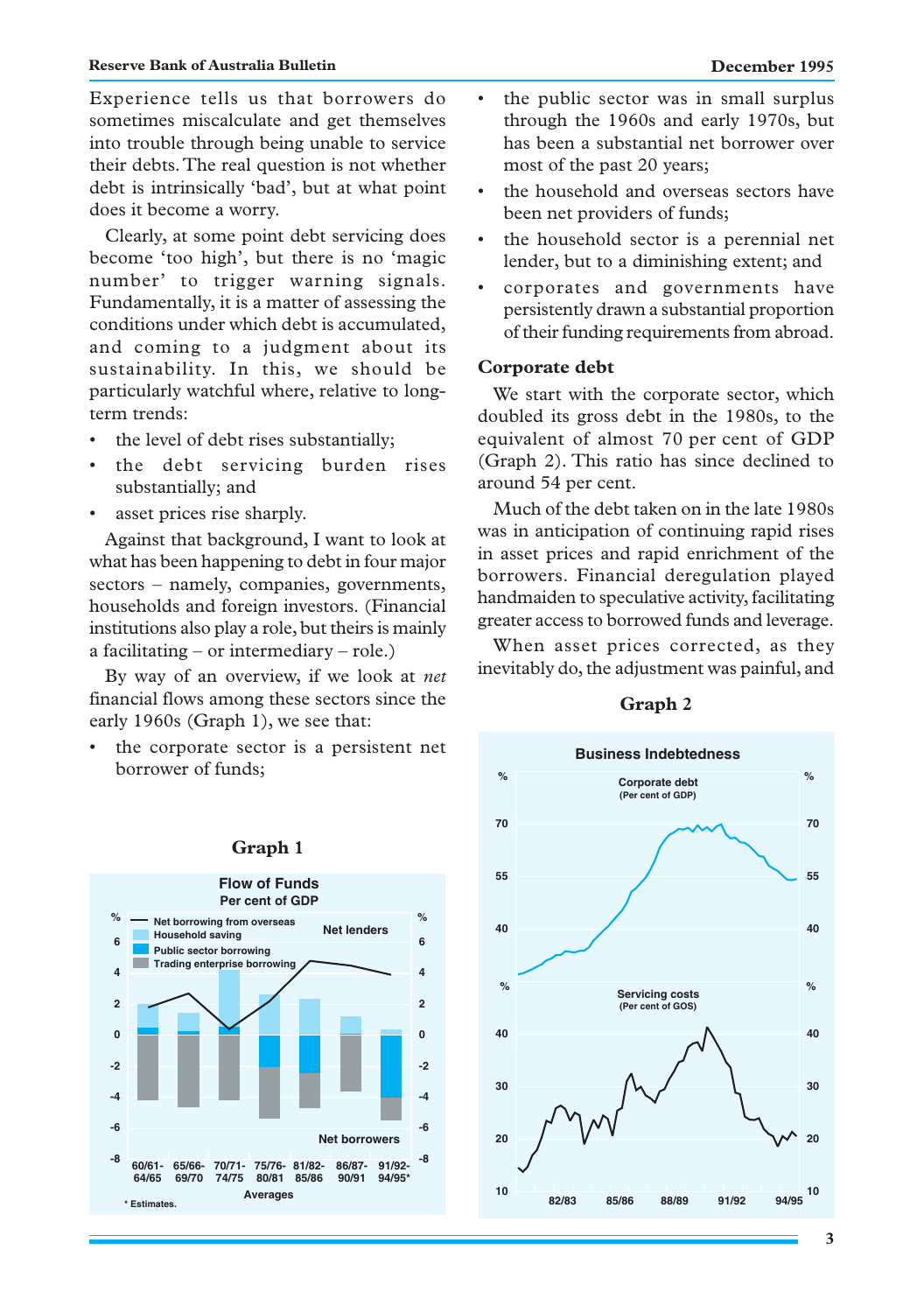Experience tells us that borrowers do sometimes miscalculate and get themselves into trouble through being unable to service their debts. The real question is not whether debt is intrinsically 'bad', but at what point does it become a worry.

Clearly, at some point debt servicing does become 'too high', but there is no 'magic number' to trigger warning signals. Fundamentally, it is a matter of assessing the conditions under which debt is accumulated, and coming to a judgment about its sustainability. In this, we should be particularly watchful where, relative to long-term trends:

- the level of debt rises substantially;
- the debt servicing burden rises substantially; and
- asset prices rise sharply.

Against that background, I want to look at what has been happening to debt in four major sectors – namely, companies, governments, households and foreign investors. (Financial institutions also play a role, but theirs is mainly a facilitating – or intermediary – role.)

By way of an overview, if we look at *net* financial flows among these sectors since the early 1960s (Graph 1), we see that:

- the corporate sector is a persistent net borrower of funds;
- the public sector was in small surplus through the 1960s and early 1970s, but has been a substantial net borrower over most of the past 20 years;
- the household and overseas sectors have been net providers of funds;
- the household sector is a perennial net lender, but to a diminishing extent; and
- corporates and governments have persistently drawn a substantial proportion of their funding requirements from abroad.

**Graph 1**

Flow of Funds
Per cent of GDP

## Corporate debt

We start with the corporate sector, which doubled its gross debt in the 1980s, to the equivalent of almost 70 per cent of GDP (Graph 2). This ratio has since declined to around 54 per cent.

Much of the debt taken on in the late 1980s was in anticipation of continuing rapid rises in asset prices and rapid enrichment of the borrowers. Financial deregulation played handmaiden to speculative activity, facilitating greater access to borrowed funds and leverage.

When asset prices corrected, as they inevitably do, the adjustment was painful, and

**Graph 2**

Business Indebtedness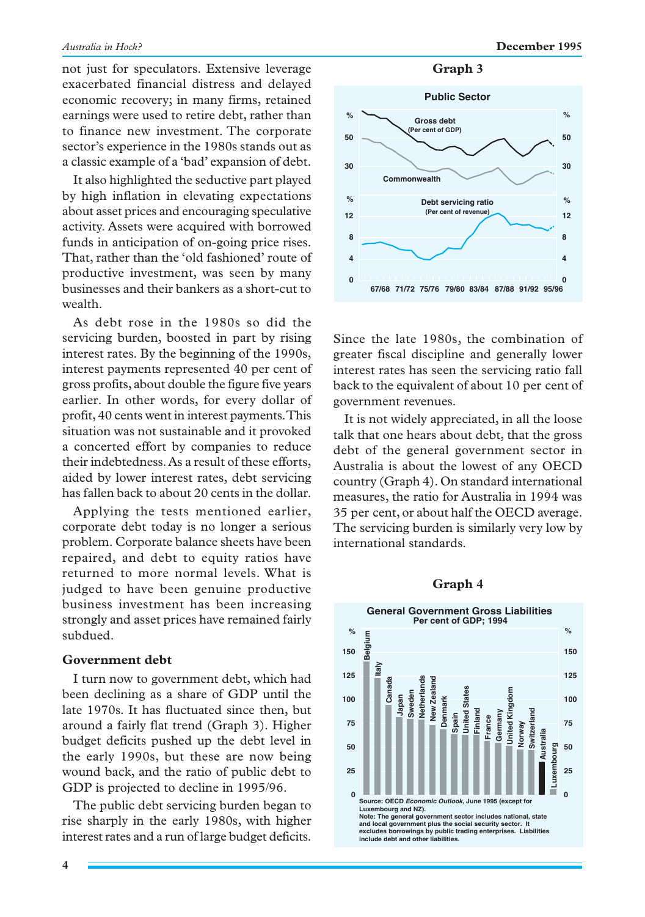not just for speculators. Extensive leverage exacerbated financial distress and delayed economic recovery; in many firms, retained earnings were used to retire debt, rather than to finance new investment. The corporate sector's experience in the 1980s stands out as a classic example of a 'bad' expansion of debt.

It also highlighted the seductive part played by high inflation in elevating expectations about asset prices and encouraging speculative activity. Assets were acquired with borrowed funds in anticipation of on-going price rises. That, rather than the 'old fashioned' route of productive investment, was seen by many businesses and their bankers as a short-cut to wealth.

As debt rose in the 1980s so did the servicing burden, boosted in part by rising interest rates. By the beginning of the 1990s, interest payments represented 40 per cent of gross profits, about double the figure five years earlier. In other words, for every dollar of profit, 40 cents went in interest payments. This situation was not sustainable and it provoked a concerted effort by companies to reduce their indebtedness. As a result of these efforts, aided by lower interest rates, debt servicing has fallen back to about 20 cents in the dollar.

Applying the tests mentioned earlier, corporate debt today is no longer a serious problem. Corporate balance sheets have been repaired, and debt to equity ratios have returned to more normal levels. What is judged to have been genuine productive business investment has been increasing strongly and asset prices have remained fairly subdued.

## Government debt

I turn now to government debt, which had been declining as a share of GDP until the late 1970s. It has fluctuated since then, but around a fairly flat trend (Graph 3). Higher budget deficits pushed up the debt level in the early 1990s, but these are now being wound back, and the ratio of public debt to GDP is projected to decline in 1995/96.

The public debt servicing burden began to rise sharply in the early 1980s, with higher interest rates and a run of large budget deficits.

**Graph 3**

Public Sector

Since the late 1980s, the combination of greater fiscal discipline and generally lower interest rates has seen the servicing ratio fall back to the equivalent of about 10 per cent of government revenues.

It is not widely appreciated, in all the loose talk that one hears about debt, that the gross debt of the general government sector in Australia is about the lowest of any OECD country (Graph 4). On standard international measures, the ratio for Australia in 1994 was 35 per cent, or about half the OECD average. The servicing burden is similarly very low by international standards.

**Graph 4**

General Government Gross Liabilities
Per cent of GDP; 1994

Source: OECD *Economic Outlook*, June 1995 (except for Luxembourg and NZ).
Note: The general government sector includes national, state and local government plus the social security sector. It excludes borrowings by public trading enterprises. Liabilities include debt and other liabilities.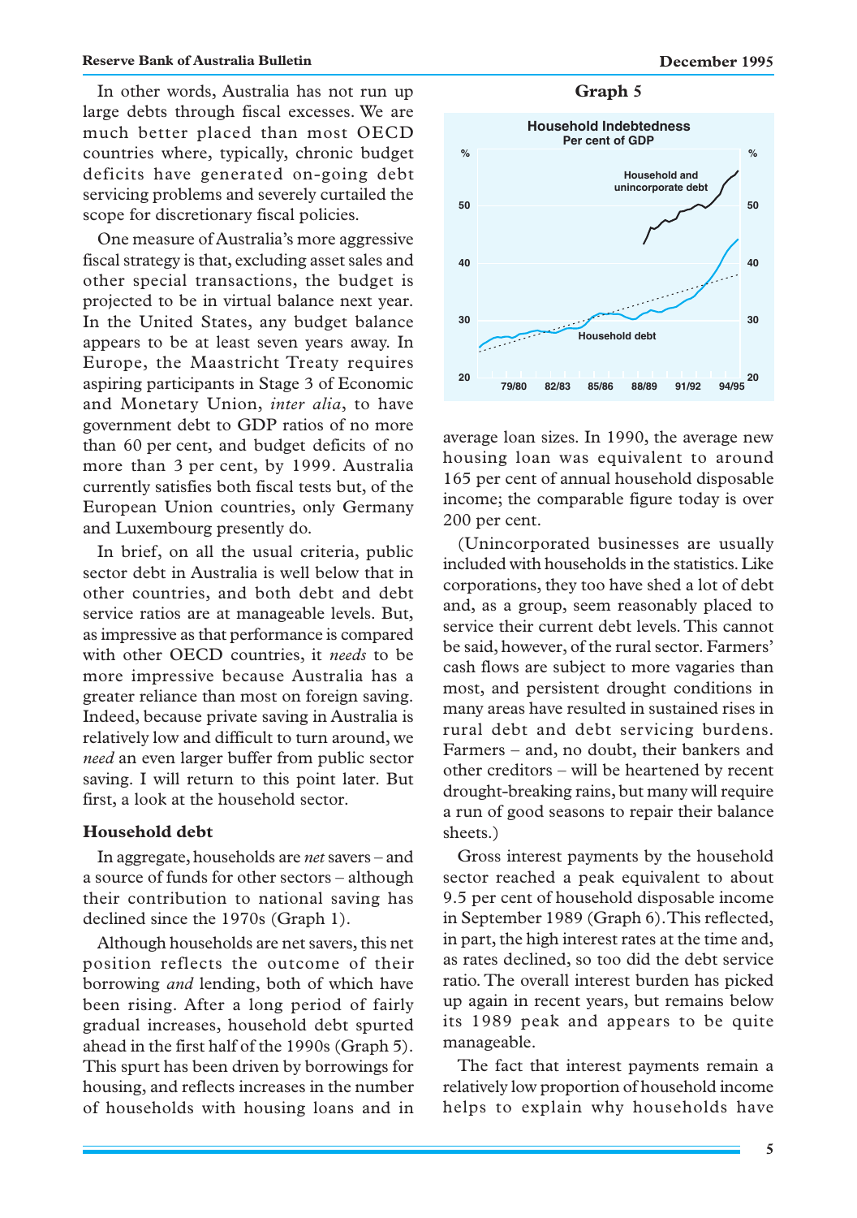In other words, Australia has not run up large debts through fiscal excesses. We are much better placed than most OECD countries where, typically, chronic budget deficits have generated on-going debt servicing problems and severely curtailed the scope for discretionary fiscal policies.

One measure of Australia's more aggressive fiscal strategy is that, excluding asset sales and other special transactions, the budget is projected to be in virtual balance next year. In the United States, any budget balance appears to be at least seven years away. In Europe, the Maastricht Treaty requires aspiring participants in Stage 3 of Economic and Monetary Union, *inter alia*, to have government debt to GDP ratios of no more than 60 per cent, and budget deficits of no more than 3 per cent, by 1999. Australia currently satisfies both fiscal tests but, of the European Union countries, only Germany and Luxembourg presently do.

In brief, on all the usual criteria, public sector debt in Australia is well below that in other countries, and both debt and debt service ratios are at manageable levels. But, as impressive as that performance is compared with other OECD countries, it *needs* to be more impressive because Australia has a greater reliance than most on foreign saving. Indeed, because private saving in Australia is relatively low and difficult to turn around, we *need* an even larger buffer from public sector saving. I will return to this point later. But first, a look at the household sector.

## Household debt

In aggregate, households are *net* savers – and a source of funds for other sectors – although their contribution to national saving has declined since the 1970s (Graph 1).

Although households are net savers, this net position reflects the outcome of their borrowing *and* lending, both of which have been rising. After a long period of fairly gradual increases, household debt spurted ahead in the first half of the 1990s (Graph 5). This spurt has been driven by borrowings for housing, and reflects increases in the number of households with housing loans and in average loan sizes. In 1990, the average new housing loan was equivalent to around 165 per cent of annual household disposable income; the comparable figure today is over 200 per cent.

**Graph 5**

Household Indebtedness
Per cent of GDP

(Unincorporated businesses are usually included with households in the statistics. Like corporations, they too have shed a lot of debt and, as a group, seem reasonably placed to service their current debt levels. This cannot be said, however, of the rural sector. Farmers' cash flows are subject to more vagaries than most, and persistent drought conditions in many areas have resulted in sustained rises in rural debt and debt servicing burdens. Farmers – and, no doubt, their bankers and other creditors – will be heartened by recent drought-breaking rains, but many will require a run of good seasons to repair their balance sheets.)

Gross interest payments by the household sector reached a peak equivalent to about 9.5 per cent of household disposable income in September 1989 (Graph 6). This reflected, in part, the high interest rates at the time and, as rates declined, so too did the debt service ratio. The overall interest burden has picked up again in recent years, but remains below its 1989 peak and appears to be quite manageable.

The fact that interest payments remain a relatively low proportion of household income helps to explain why households have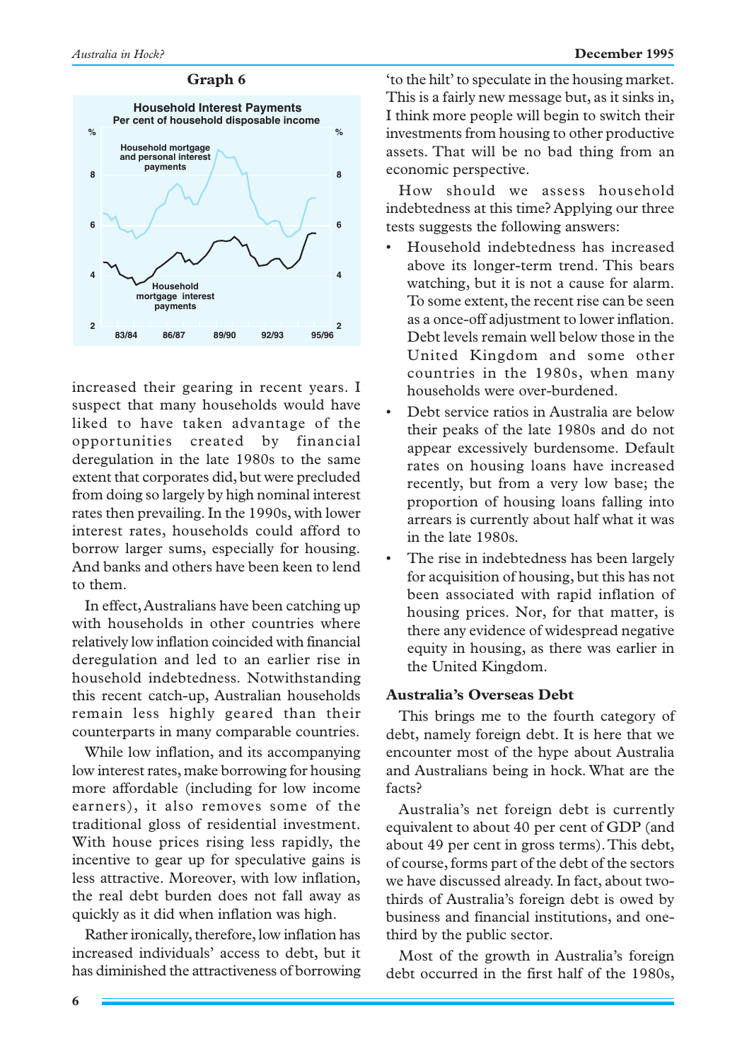**Graph 6**

**Household Interest Payments**
Per cent of household disposable income

increased their gearing in recent years. I suspect that many households would have liked to have taken advantage of the opportunities created by financial deregulation in the late 1980s to the same extent that corporates did, but were precluded from doing so largely by high nominal interest rates then prevailing. In the 1990s, with lower interest rates, households could afford to borrow larger sums, especially for housing. And banks and others have been keen to lend to them.

In effect, Australians have been catching up with households in other countries where relatively low inflation coincided with financial deregulation and led to an earlier rise in household indebtedness. Notwithstanding this recent catch-up, Australian households remain less highly geared than their counterparts in many comparable countries.

While low inflation, and its accompanying low interest rates, make borrowing for housing more affordable (including for low income earners), it also removes some of the traditional gloss of residential investment. With house prices rising less rapidly, the incentive to gear up for speculative gains is less attractive. Moreover, with low inflation, the real debt burden does not fall away as quickly as it did when inflation was high.

Rather ironically, therefore, low inflation has increased individuals' access to debt, but it has diminished the attractiveness of borrowing 'to the hilt' to speculate in the housing market. This is a fairly new message but, as it sinks in, I think more people will begin to switch their investments from housing to other productive assets. That will be no bad thing from an economic perspective.

How should we assess household indebtedness at this time? Applying our three tests suggests the following answers:

- Household indebtedness has increased above its longer-term trend. This bears watching, but it is not a cause for alarm. To some extent, the recent rise can be seen as a once-off adjustment to lower inflation. Debt levels remain well below those in the United Kingdom and some other countries in the 1980s, when many households were over-burdened.
- Debt service ratios in Australia are below their peaks of the late 1980s and do not appear excessively burdensome. Default rates on housing loans have increased recently, but from a very low base; the proportion of housing loans falling into arrears is currently about half what it was in the late 1980s.
- The rise in indebtedness has been largely for acquisition of housing, but this has not been associated with rapid inflation of housing prices. Nor, for that matter, is there any evidence of widespread negative equity in housing, as there was earlier in the United Kingdom.

### Australia's Overseas Debt

This brings me to the fourth category of debt, namely foreign debt. It is here that we encounter most of the hype about Australia and Australians being in hock. What are the facts?

Australia's net foreign debt is currently equivalent to about 40 per cent of GDP (and about 49 per cent in gross terms). This debt, of course, forms part of the debt of the sectors we have discussed already. In fact, about two-thirds of Australia's foreign debt is owed by business and financial institutions, and one-third by the public sector.

Most of the growth in Australia's foreign debt occurred in the first half of the 1980s,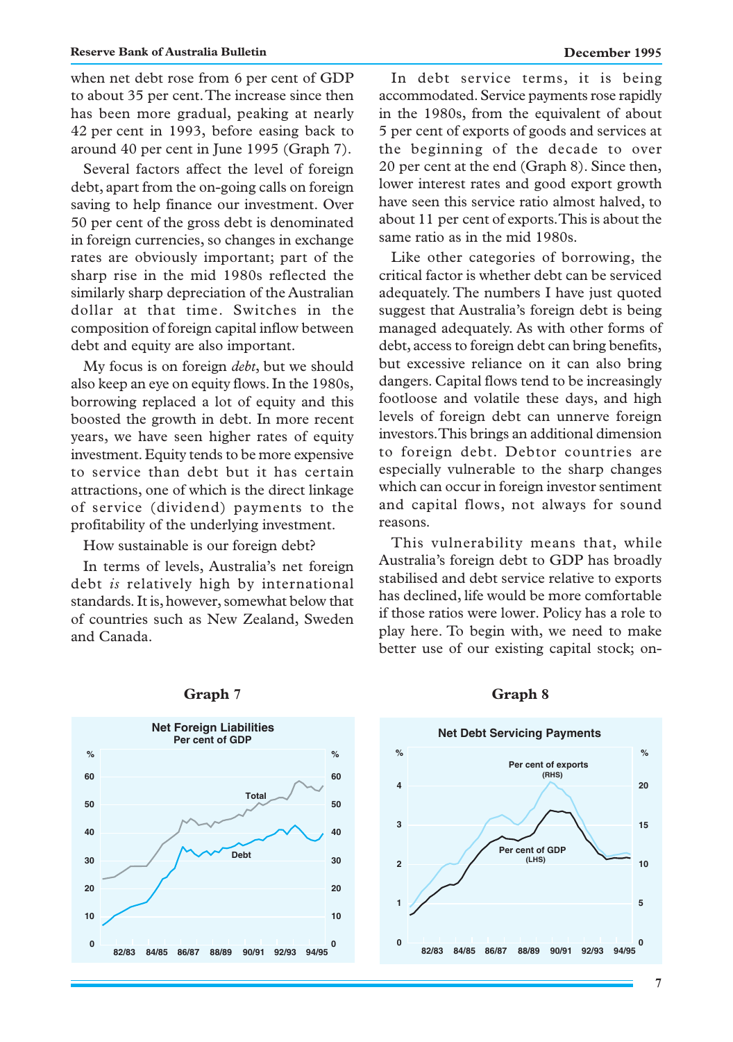when net debt rose from 6 per cent of GDP to about 35 per cent. The increase since then has been more gradual, peaking at nearly 42 per cent in 1993, before easing back to around 40 per cent in June 1995 (Graph 7).

Several factors affect the level of foreign debt, apart from the on-going calls on foreign saving to help finance our investment. Over 50 per cent of the gross debt is denominated in foreign currencies, so changes in exchange rates are obviously important; part of the sharp rise in the mid 1980s reflected the similarly sharp depreciation of the Australian dollar at that time. Switches in the composition of foreign capital inflow between debt and equity are also important.

My focus is on foreign *debt*, but we should also keep an eye on equity flows. In the 1980s, borrowing replaced a lot of equity and this boosted the growth in debt. In more recent years, we have seen higher rates of equity investment. Equity tends to be more expensive to service than debt but it has certain attractions, one of which is the direct linkage of service (dividend) payments to the profitability of the underlying investment.

How sustainable is our foreign debt?

In terms of levels, Australia's net foreign debt *is* relatively high by international standards. It is, however, somewhat below that of countries such as New Zealand, Sweden and Canada.

In debt service terms, it is being accommodated. Service payments rose rapidly in the 1980s, from the equivalent of about 5 per cent of exports of goods and services at the beginning of the decade to over 20 per cent at the end (Graph 8). Since then, lower interest rates and good export growth have seen this service ratio almost halved, to about 11 per cent of exports. This is about the same ratio as in the mid 1980s.

Like other categories of borrowing, the critical factor is whether debt can be serviced adequately. The numbers I have just quoted suggest that Australia's foreign debt is being managed adequately. As with other forms of debt, access to foreign debt can bring benefits, but excessive reliance on it can also bring dangers. Capital flows tend to be increasingly footloose and volatile these days, and high levels of foreign debt can unnerve foreign investors. This brings an additional dimension to foreign debt. Debtor countries are especially vulnerable to the sharp changes which can occur in foreign investor sentiment and capital flows, not always for sound reasons.

This vulnerability means that, while Australia's foreign debt to GDP has broadly stabilised and debt service relative to exports has declined, life would be more comfortable if those ratios were lower. Policy has a role to play here. To begin with, we need to make better use of our existing capital stock; on-

**Graph 7**

Net Foreign Liabilities
Per cent of GDP

**Graph 8**

Net Debt Servicing Payments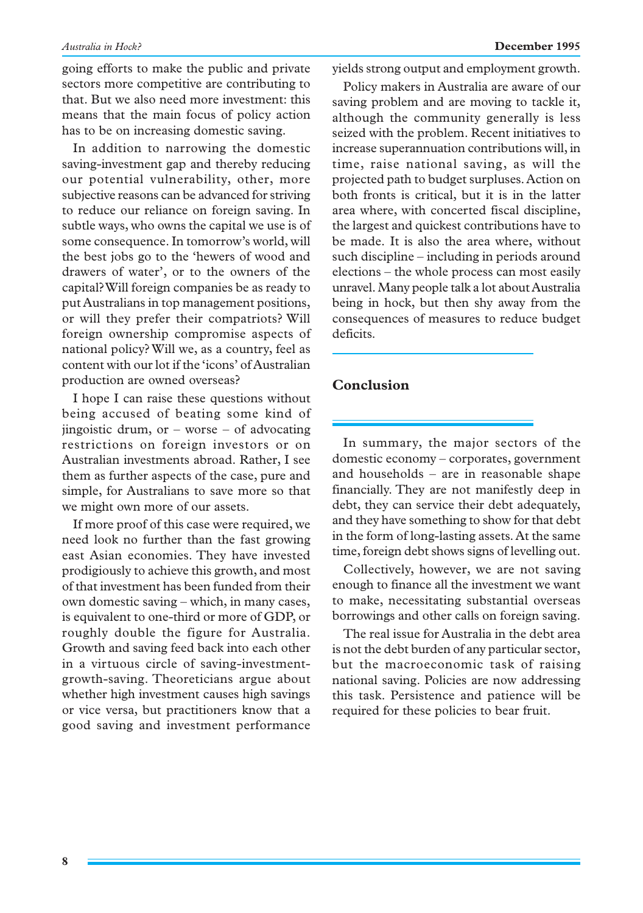going efforts to make the public and private sectors more competitive are contributing to that. But we also need more investment: this means that the main focus of policy action has to be on increasing domestic saving.

In addition to narrowing the domestic saving-investment gap and thereby reducing our potential vulnerability, other, more subjective reasons can be advanced for striving to reduce our reliance on foreign saving. In subtle ways, who owns the capital we use is of some consequence. In tomorrow's world, will the best jobs go to the 'hewers of wood and drawers of water', or to the owners of the capital? Will foreign companies be as ready to put Australians in top management positions, or will they prefer their compatriots? Will foreign ownership compromise aspects of national policy? Will we, as a country, feel as content with our lot if the 'icons' of Australian production are owned overseas?

I hope I can raise these questions without being accused of beating some kind of jingoistic drum, or – worse – of advocating restrictions on foreign investors or on Australian investments abroad. Rather, I see them as further aspects of the case, pure and simple, for Australians to save more so that we might own more of our assets.

If more proof of this case were required, we need look no further than the fast growing east Asian economies. They have invested prodigiously to achieve this growth, and most of that investment has been funded from their own domestic saving – which, in many cases, is equivalent to one-third or more of GDP, or roughly double the figure for Australia. Growth and saving feed back into each other in a virtuous circle of saving-investment-growth-saving. Theoreticians argue about whether high investment causes high savings or vice versa, but practitioners know that a good saving and investment performance yields strong output and employment growth.

Policy makers in Australia are aware of our saving problem and are moving to tackle it, although the community generally is less seized with the problem. Recent initiatives to increase superannuation contributions will, in time, raise national saving, as will the projected path to budget surpluses. Action on both fronts is critical, but it is in the latter area where, with concerted fiscal discipline, the largest and quickest contributions have to be made. It is also the area where, without such discipline – including in periods around elections – the whole process can most easily unravel. Many people talk a lot about Australia being in hock, but then shy away from the consequences of measures to reduce budget deficits.

## Conclusion

In summary, the major sectors of the domestic economy – corporates, government and households – are in reasonable shape financially. They are not manifestly deep in debt, they can service their debt adequately, and they have something to show for that debt in the form of long-lasting assets. At the same time, foreign debt shows signs of levelling out.

Collectively, however, we are not saving enough to finance all the investment we want to make, necessitating substantial overseas borrowings and other calls on foreign saving.

The real issue for Australia in the debt area is not the debt burden of any particular sector, but the macroeconomic task of raising national saving. Policies are now addressing this task. Persistence and patience will be required for these policies to bear fruit.